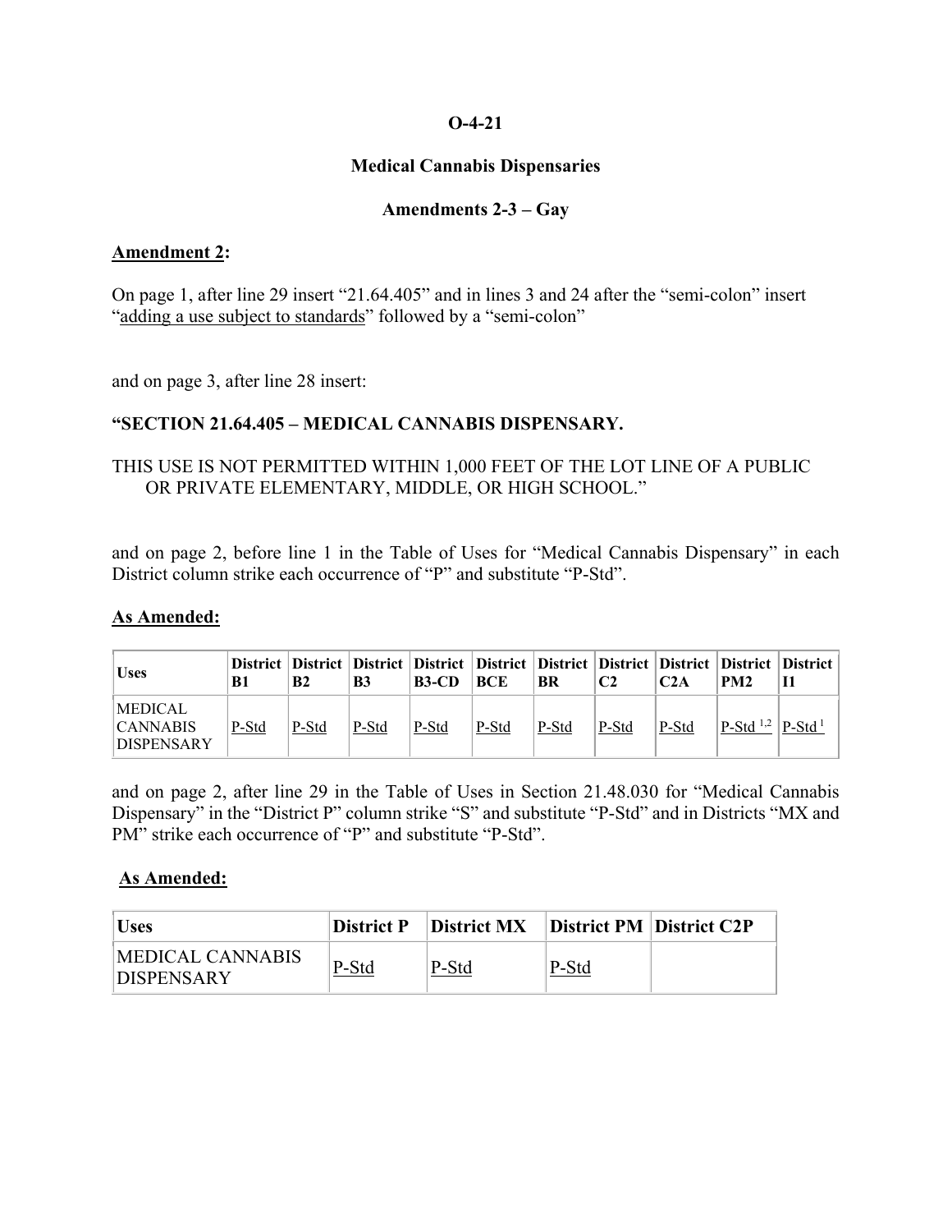**O-4-21**

**Medical Cannabis Dispensaries**

**Amendments 2-3 – Gay**

**Amendment 2:**

On page 1, after line 29 insert "21.64.405" and in lines 3 and 24 after the "semi-colon" insert "adding a use subject to standards" followed by a "semi-colon"

and on page 3, after line 28 insert:

**"SECTION 21.64.405 – MEDICAL CANNABIS DISPENSARY.**

THIS USE IS NOT PERMITTED WITHIN 1,000 FEET OF THE LOT LINE OF A PUBLIC OR PRIVATE ELEMENTARY, MIDDLE, OR HIGH SCHOOL."

and on page 2, before line 1 in the Table of Uses for "Medical Cannabis Dispensary" in each District column strike each occurrence of "P" and substitute "P-Std".

**As Amended:**

| Uses | District B1 | District B2 | District B3 | District B3-CD | District BCE | District BR | District C2 | District C2A | District PM2 | District I1 |
|---|---|---|---|---|---|---|---|---|---|---|
| MEDICAL CANNABIS DISPENSARY | P-Std | P-Std | P-Std | P-Std | P-Std | P-Std | P-Std | P-Std | P-Std [1,2] | P-Std [1] |

and on page 2, after line 29 in the Table of Uses in Section 21.48.030 for "Medical Cannabis Dispensary" in the "District P" column strike "S" and substitute "P-Std" and in Districts "MX and PM" strike each occurrence of "P" and substitute "P-Std".

**As Amended:**

| Uses | District P | District MX | District PM | District C2P |
|---|---|---|---|---|
| MEDICAL CANNABIS DISPENSARY | P-Std | P-Std | P-Std | |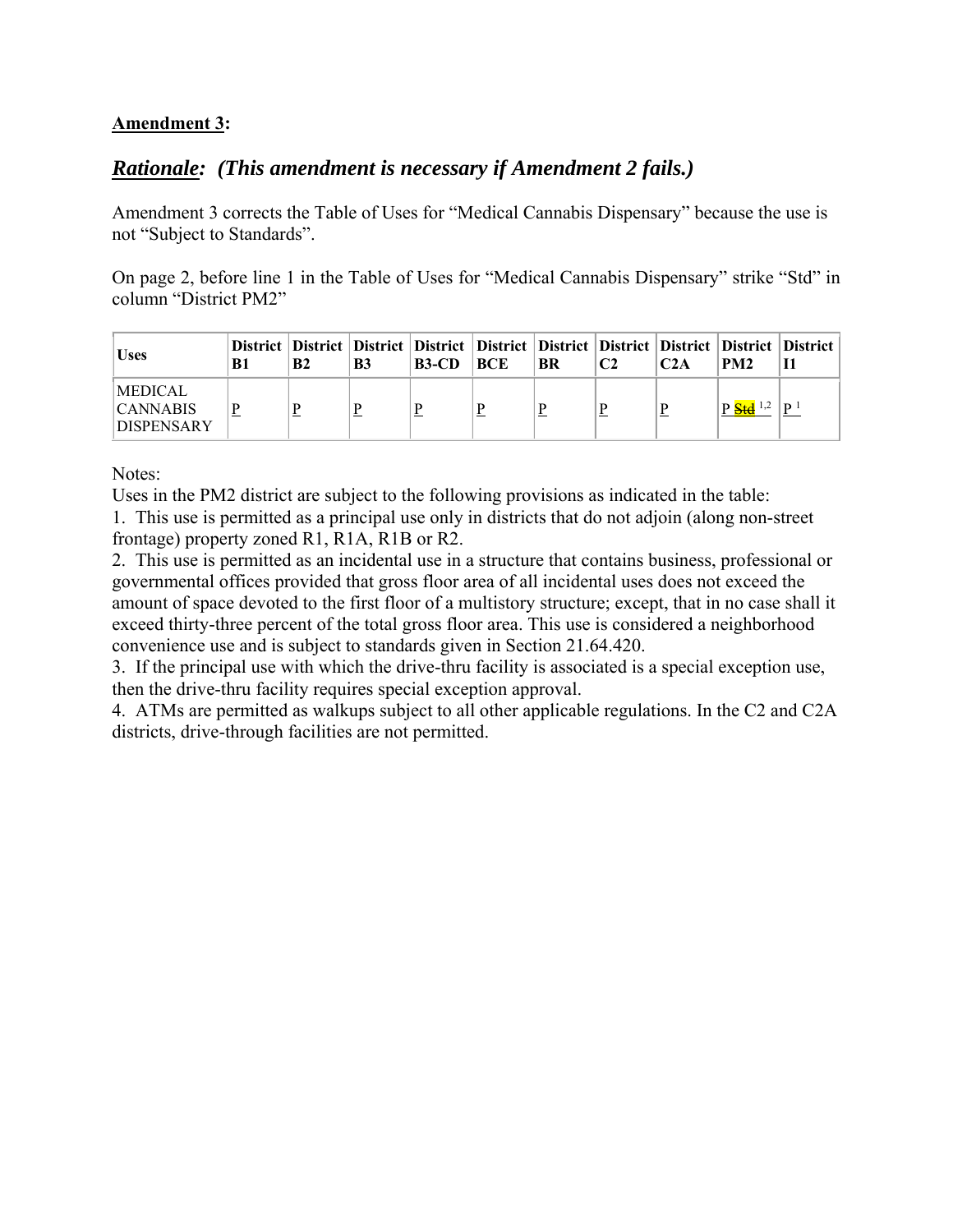**<u>Amendment 3</u>:**

## ***<u>Rationale</u>:  (This amendment is necessary if Amendment 2 fails.)***

Amendment 3 corrects the Table of Uses for "Medical Cannabis Dispensary" because the use is not "Subject to Standards".

On page 2, before line 1 in the Table of Uses for "Medical Cannabis Dispensary" strike "Std" in column "District PM2"

| Uses | District B1 | District B2 | District B3 | District B3-CD | District BCE | District BR | District C2 | District C2A | District PM2 | District I1 |
|---|---|---|---|---|---|---|---|---|---|---|
| MEDICAL CANNABIS DISPENSARY | <u>P</u> | <u>P</u> | <u>P</u> | <u>P</u> | <u>P</u> | <u>P</u> | <u>P</u> | <u>P</u> | <u>P ~~Std~~ [1,2]</u> | <u>P [1]</u> |

Notes:
Uses in the PM2 district are subject to the following provisions as indicated in the table:
1.  This use is permitted as a principal use only in districts that do not adjoin (along non-street frontage) property zoned R1, R1A, R1B or R2.
2.  This use is permitted as an incidental use in a structure that contains business, professional or governmental offices provided that gross floor area of all incidental uses does not exceed the amount of space devoted to the first floor of a multistory structure; except, that in no case shall it exceed thirty-three percent of the total gross floor area. This use is considered a neighborhood convenience use and is subject to standards given in Section 21.64.420.
3.  If the principal use with which the drive-thru facility is associated is a special exception use, then the drive-thru facility requires special exception approval.
4.  ATMs are permitted as walkups subject to all other applicable regulations. In the C2 and C2A districts, drive-through facilities are not permitted.